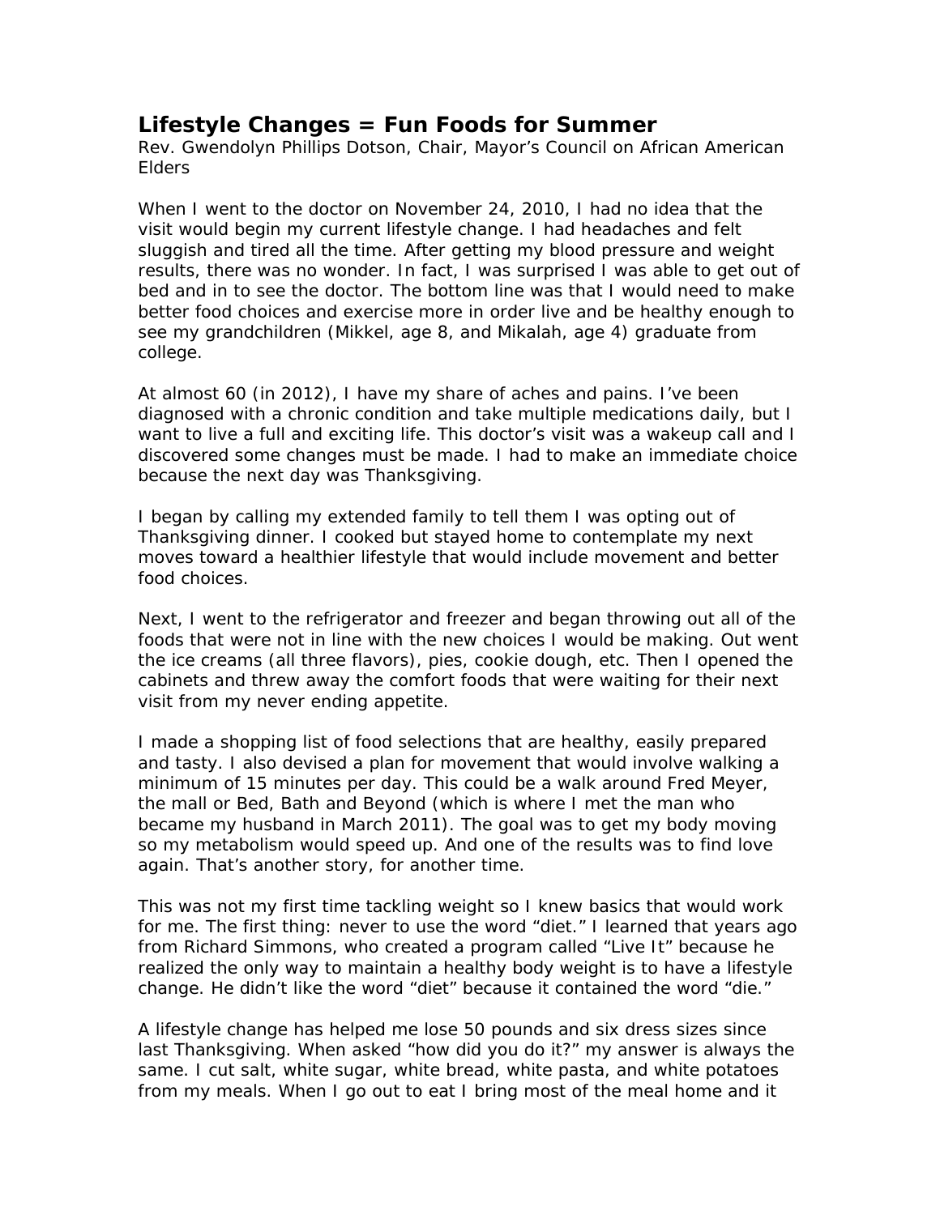# Lifestyle Changes = Fun Foods for Summer

Rev. Gwendolyn Phillips Dotson, Chair, Mayor's Council on African American Elders

When I went to the doctor on November 24, 2010, I had no idea that the visit would begin my current lifestyle change. I had headaches and felt sluggish and tired all the time. After getting my blood pressure and weight results, there was no wonder. In fact, I was surprised I was able to get out of bed and in to see the doctor. The bottom line was that I would need to make better food choices and exercise more in order live and be healthy enough to see my grandchildren (Mikkel, age 8, and Mikalah, age 4) graduate from college.

At almost 60 (in 2012), I have my share of aches and pains. I've been diagnosed with a chronic condition and take multiple medications daily, but I want to live a full and exciting life. This doctor's visit was a wakeup call and I discovered some changes must be made. I had to make an immediate choice because the next day was Thanksgiving.

I began by calling my extended family to tell them I was opting out of Thanksgiving dinner. I cooked but stayed home to contemplate my next moves toward a healthier lifestyle that would include movement and better food choices.

Next, I went to the refrigerator and freezer and began throwing out all of the foods that were not in line with the new choices I would be making. Out went the ice creams (all three flavors), pies, cookie dough, etc. Then I opened the cabinets and threw away the comfort foods that were waiting for their next visit from my never ending appetite.

I made a shopping list of food selections that are healthy, easily prepared and tasty. I also devised a plan for movement that would involve walking a minimum of 15 minutes per day. This could be a walk around Fred Meyer, the mall or Bed, Bath and Beyond (which is where I met the man who became my husband in March 2011). The goal was to get my body moving so my metabolism would speed up. And one of the results was to find love again. That's another story, for another time.

This was not my first time tackling weight so I knew basics that would work for me. The first thing: never to use the word "diet." I learned that years ago from Richard Simmons, who created a program called "Live It" because he realized the only way to maintain a healthy body weight is to have a lifestyle change. He didn't like the word "diet" because it contained the word "die."

A lifestyle change has helped me lose 50 pounds and six dress sizes since last Thanksgiving. When asked "how did you do it?" my answer is always the same. I cut salt, white sugar, white bread, white pasta, and white potatoes from my meals. When I go out to eat I bring most of the meal home and it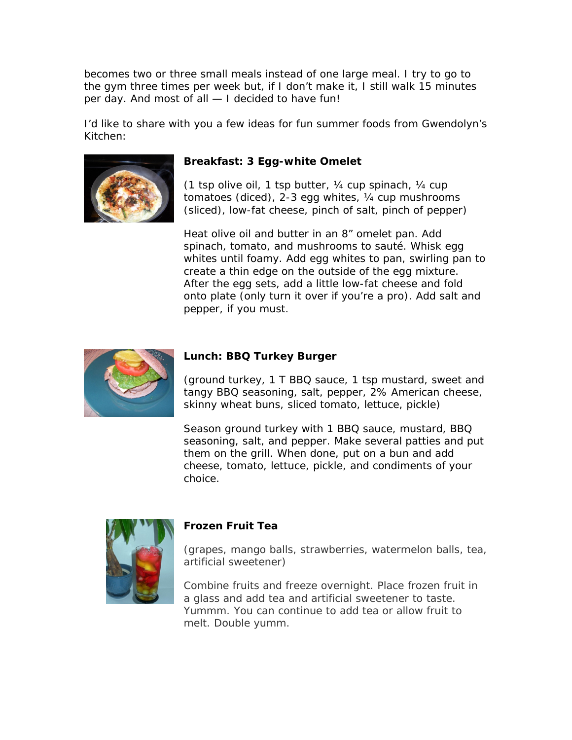becomes two or three small meals instead of one large meal. I try to go to the gym three times per week but, if I don't make it, I still walk 15 minutes per day. And most of all — I decided to have fun!

I'd like to share with you a few ideas for fun summer foods from Gwendolyn's Kitchen:

**Breakfast: 3 Egg-white Omelet**

(1 tsp olive oil, 1 tsp butter, ¼ cup spinach, ¼ cup tomatoes (diced), 2-3 egg whites, ¼ cup mushrooms (sliced), low-fat cheese, pinch of salt, pinch of pepper)

Heat olive oil and butter in an 8" omelet pan. Add spinach, tomato, and mushrooms to sauté. Whisk egg whites until foamy. Add egg whites to pan, swirling pan to create a thin edge on the outside of the egg mixture. After the egg sets, add a little low-fat cheese and fold onto plate (only turn it over if you're a pro). Add salt and pepper, if you must.

**Lunch: BBQ Turkey Burger**

(ground turkey, 1 T BBQ sauce, 1 tsp mustard, sweet and tangy BBQ seasoning, salt, pepper, 2% American cheese, skinny wheat buns, sliced tomato, lettuce, pickle)

Season ground turkey with 1 BBQ sauce, mustard, BBQ seasoning, salt, and pepper. Make several patties and put them on the grill. When done, put on a bun and add cheese, tomato, lettuce, pickle, and condiments of your choice.

**Frozen Fruit Tea**

(grapes, mango balls, strawberries, watermelon balls, tea, artificial sweetener)

Combine fruits and freeze overnight. Place frozen fruit in a glass and add tea and artificial sweetener to taste. Yummm. You can continue to add tea or allow fruit to melt. Double yumm.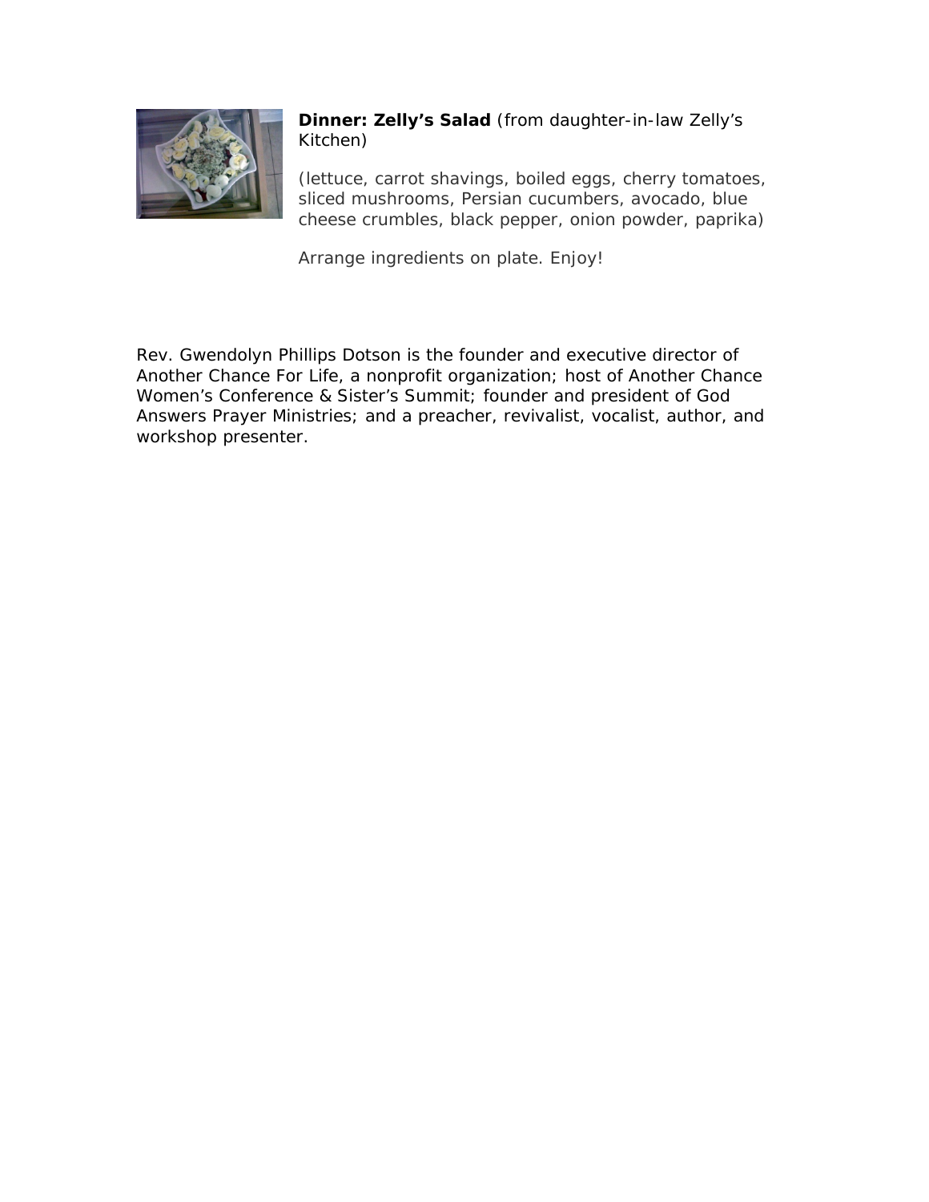**Dinner: Zelly's Salad** (from daughter-in-law Zelly's Kitchen)

(lettuce, carrot shavings, boiled eggs, cherry tomatoes, sliced mushrooms, Persian cucumbers, avocado, blue cheese crumbles, black pepper, onion powder, paprika)

Arrange ingredients on plate. Enjoy!

Rev. Gwendolyn Phillips Dotson is the founder and executive director of Another Chance For Life, a nonprofit organization; host of Another Chance Women's Conference & Sister's Summit; founder and president of God Answers Prayer Ministries; and a preacher, revivalist, vocalist, author, and workshop presenter.